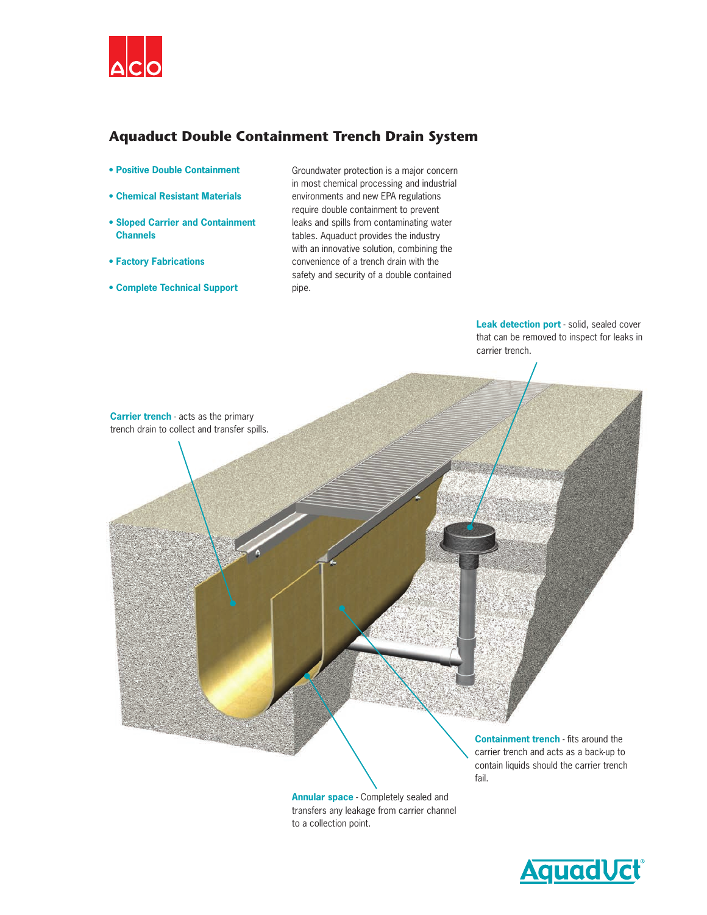# Aquaduct Double Containment Trench Drain System

- **Positive Double Containment**
- **Chemical Resistant Materials**
- **Sloped Carrier and Containment Channels**
- **Factory Fabrications**
- **Complete Technical Support**

Groundwater protection is a major concern in most chemical processing and industrial environments and new EPA regulations require double containment to prevent leaks and spills from contaminating water tables. Aquaduct provides the industry with an innovative solution, combining the convenience of a trench drain with the safety and security of a double contained pipe.

**Leak detection port** - solid, sealed cover that can be removed to inspect for leaks in carrier trench.

**Carrier trench** - acts as the primary trench drain to collect and transfer spills.

**Containment trench** - fits around the carrier trench and acts as a back-up to contain liquids should the carrier trench fail.

**Annular space** - Completely sealed and transfers any leakage from carrier channel to a collection point.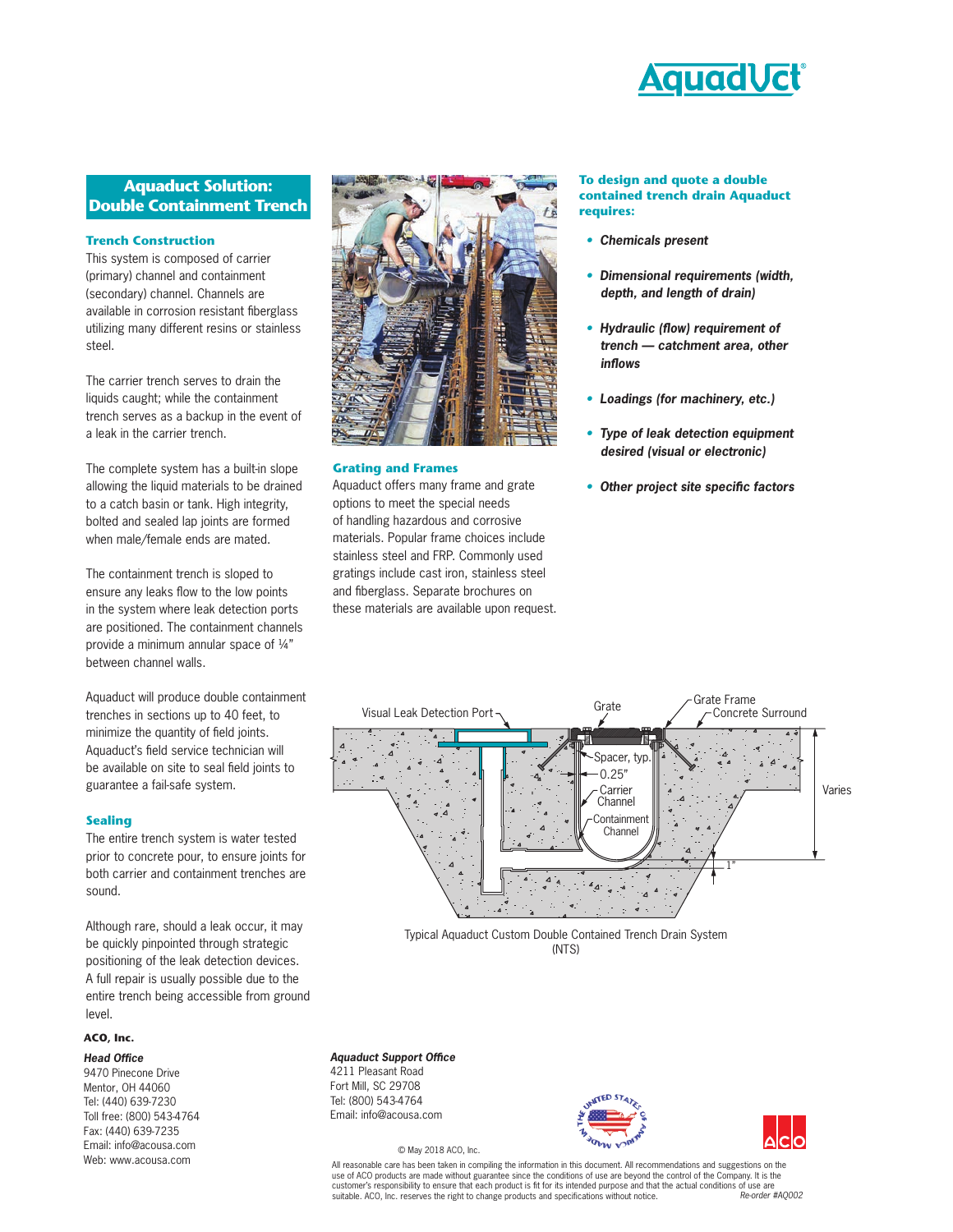## Aquaduct Solution: Double Containment Trench

### Trench Construction

This system is composed of carrier (primary) channel and containment (secondary) channel. Channels are available in corrosion resistant fiberglass utilizing many different resins or stainless steel.

The carrier trench serves to drain the liquids caught; while the containment trench serves as a backup in the event of a leak in the carrier trench.

The complete system has a built-in slope allowing the liquid materials to be drained to a catch basin or tank. High integrity, bolted and sealed lap joints are formed when male/female ends are mated.

The containment trench is sloped to ensure any leaks flow to the low points in the system where leak detection ports are positioned. The containment channels provide a minimum annular space of ¼" between channel walls.

Aquaduct will produce double containment trenches in sections up to 40 feet, to minimize the quantity of field joints. Aquaduct's field service technician will be available on site to seal field joints to guarantee a fail-safe system.

### Sealing

The entire trench system is water tested prior to concrete pour, to ensure joints for both carrier and containment trenches are sound.

Although rare, should a leak occur, it may be quickly pinpointed through strategic positioning of the leak detection devices. A full repair is usually possible due to the entire trench being accessible from ground level.

### Grating and Frames

Aquaduct offers many frame and grate options to meet the special needs of handling hazardous and corrosive materials. Popular frame choices include stainless steel and FRP. Commonly used gratings include cast iron, stainless steel and fiberglass. Separate brochures on these materials are available upon request.

### To design and quote a double contained trench drain Aquaduct requires:

- ***Chemicals present***
- ***Dimensional requirements (width, depth, and length of drain)***
- ***Hydraulic (flow) requirement of trench — catchment area, other inflows***
- ***Loadings (for machinery, etc.)***
- ***Type of leak detection equipment desired (visual or electronic)***
- ***Other project site specific factors***

Visual Leak Detection Port
Grate
Grate Frame
Concrete Surround
Spacer, typ.
0.25"
Carrier Channel
Containment Channel
Varies
1"

Typical Aquaduct Custom Double Contained Trench Drain System (NTS)

**ACO, Inc.**

***Head Office***
9470 Pinecone Drive
Mentor, OH 44060
Tel: (440) 639-7230
Toll free: (800) 543-4764
Fax: (440) 639-7235
Email: info@acousa.com
Web: www.acousa.com

***Aquaduct Support Office***
4211 Pleasant Road
Fort Mill, SC 29708
Tel: (800) 543-4764
Email: info@acousa.com

© May 2018 ACO, Inc.

All reasonable care has been taken in compiling the information in this document. All recommendations and suggestions on the use of ACO products are made without guarantee since the conditions of use are beyond the control of the Company. It is the customer's responsibility to ensure that each product is fit for its intended purpose and that the actual conditions of use are suitable. ACO, Inc. reserves the right to change products and specifications without notice.

*Re-order #AQ002*